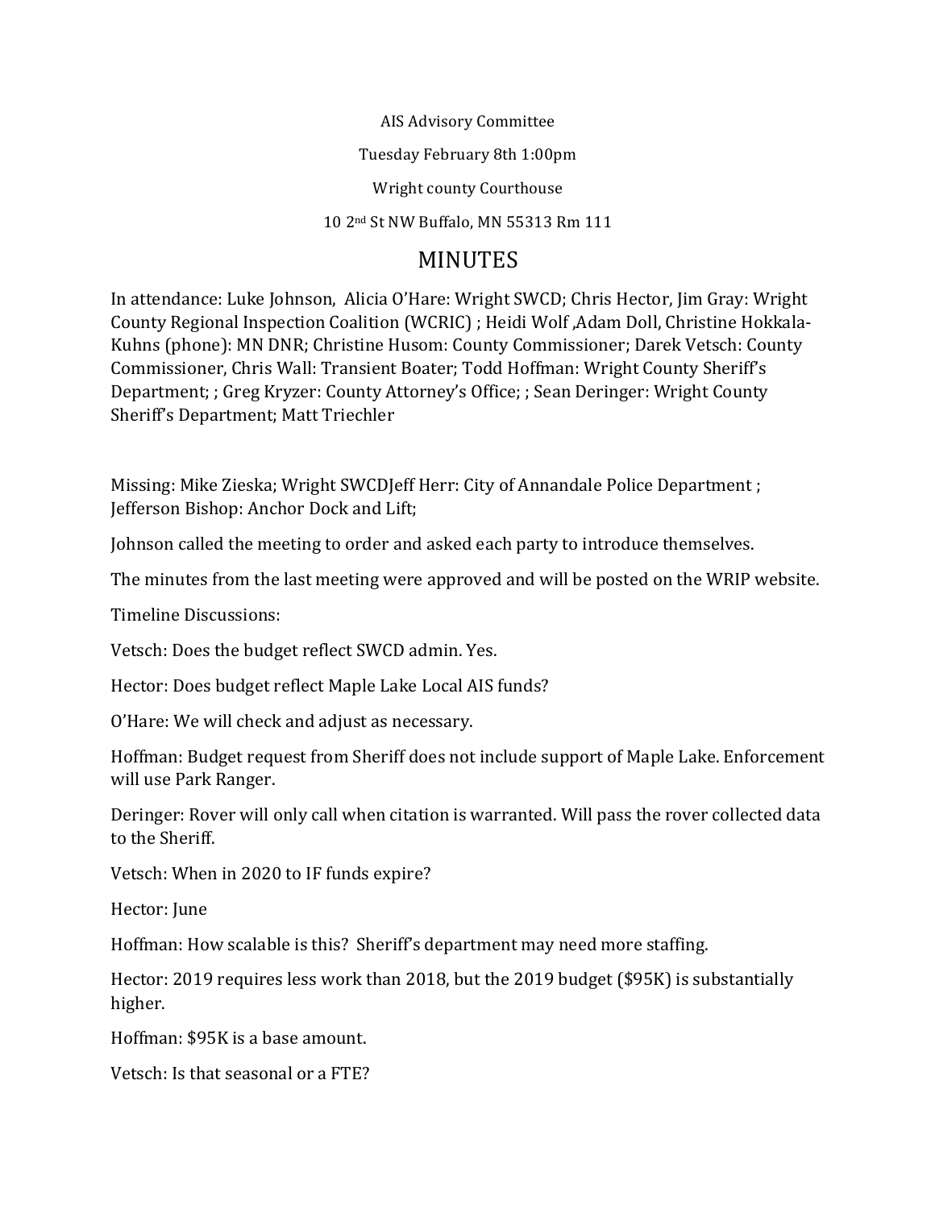AIS Advisory Committee

Tuesday February 8th 1:00pm

Wright county Courthouse

10 2nd St NW Buffalo, MN 55313 Rm 111

# MINUTES

In attendance: Luke Johnson, Alicia O'Hare: Wright SWCD; Chris Hector, Jim Gray: Wright County Regional Inspection Coalition (WCRIC) ; Heidi Wolf ,Adam Doll, Christine Hokkala-Kuhns (phone): MN DNR; Christine Husom: County Commissioner; Darek Vetsch: County Commissioner, Chris Wall: Transient Boater; Todd Hoffman: Wright County Sheriff's Department; ; Greg Kryzer: County Attorney's Office; ; Sean Deringer: Wright County Sheriff's Department; Matt Triechler

Missing: Mike Zieska; Wright SWCDJeff Herr: City of Annandale Police Department ; Jefferson Bishop: Anchor Dock and Lift;

Johnson called the meeting to order and asked each party to introduce themselves.

The minutes from the last meeting were approved and will be posted on the WRIP website.

Timeline Discussions:

Vetsch: Does the budget reflect SWCD admin. Yes.

Hector: Does budget reflect Maple Lake Local AIS funds?

O'Hare: We will check and adjust as necessary.

Hoffman: Budget request from Sheriff does not include support of Maple Lake. Enforcement will use Park Ranger.

Deringer: Rover will only call when citation is warranted. Will pass the rover collected data to the Sheriff.

Vetsch: When in 2020 to IF funds expire?

Hector: June

Hoffman: How scalable is this? Sheriff's department may need more staffing.

Hector: 2019 requires less work than 2018, but the 2019 budget ($95K) is substantially higher.

Hoffman: $95K is a base amount.

Vetsch: Is that seasonal or a FTE?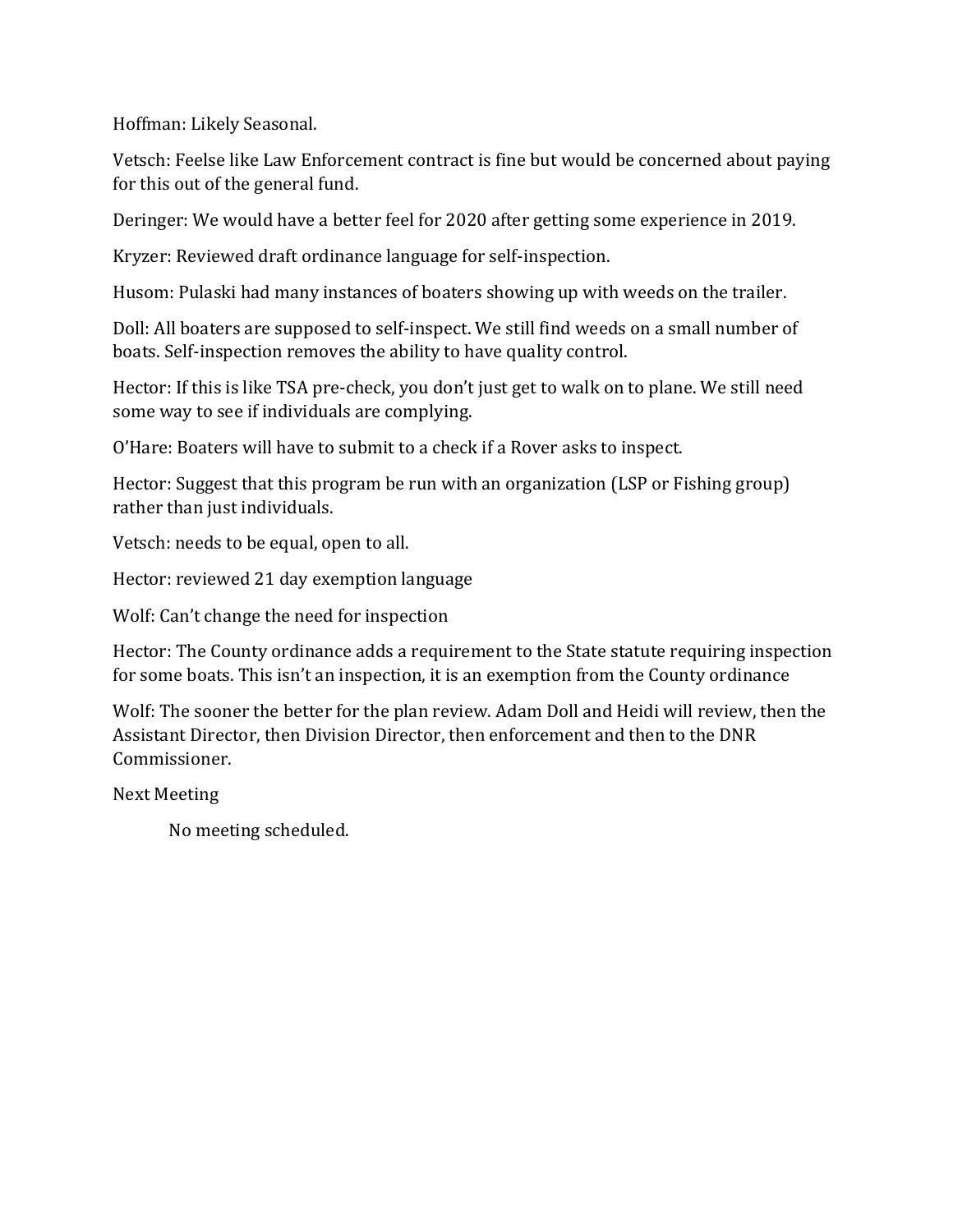Hoffman: Likely Seasonal.

Vetsch: Feelse like Law Enforcement contract is fine but would be concerned about paying for this out of the general fund.

Deringer: We would have a better feel for 2020 after getting some experience in 2019.

Kryzer: Reviewed draft ordinance language for self-inspection.

Husom: Pulaski had many instances of boaters showing up with weeds on the trailer.

Doll: All boaters are supposed to self-inspect. We still find weeds on a small number of boats. Self-inspection removes the ability to have quality control.

Hector: If this is like TSA pre-check, you don't just get to walk on to plane. We still need some way to see if individuals are complying.

O'Hare: Boaters will have to submit to a check if a Rover asks to inspect.

Hector: Suggest that this program be run with an organization (LSP or Fishing group) rather than just individuals.

Vetsch: needs to be equal, open to all.

Hector: reviewed 21 day exemption language

Wolf: Can't change the need for inspection

Hector: The County ordinance adds a requirement to the State statute requiring inspection for some boats. This isn't an inspection, it is an exemption from the County ordinance

Wolf: The sooner the better for the plan review. Adam Doll and Heidi will review, then the Assistant Director, then Division Director, then enforcement and then to the DNR Commissioner.

Next Meeting

No meeting scheduled.